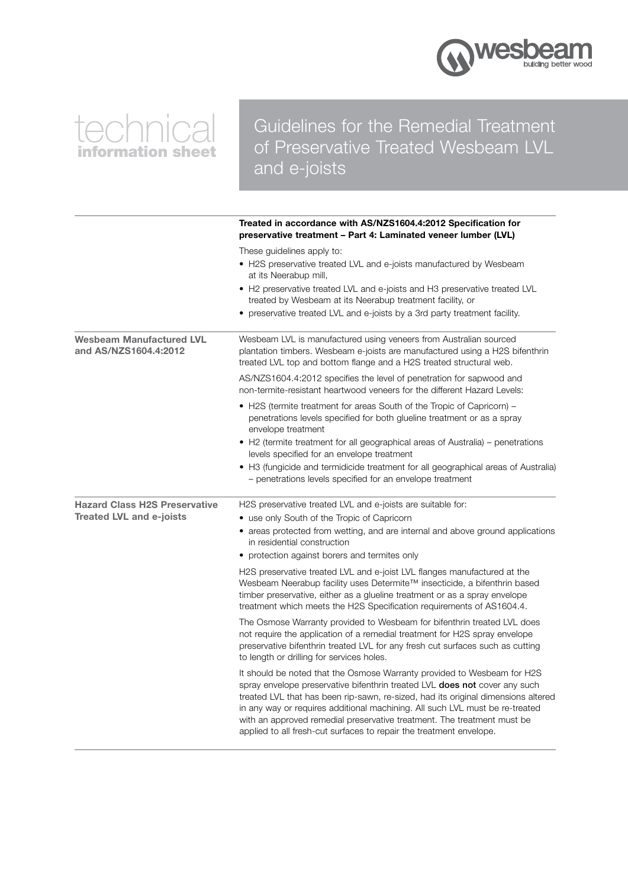# technical information sheet

# Guidelines for the Remedial Treatment of Preservative Treated Wesbeam LVL and e-joists

**Treated in accordance with AS/NZS1604.4:2012 Specification for preservative treatment – Part 4: Laminated veneer lumber (LVL)**

These guidelines apply to:

- H2S preservative treated LVL and e-joists manufactured by Wesbeam at its Neerabup mill,
- H2 preservative treated LVL and e-joists and H3 preservative treated LVL treated by Wesbeam at its Neerabup treatment facility, or
- preservative treated LVL and e-joists by a 3rd party treatment facility.

## Wesbeam Manufactured LVL and AS/NZS1604.4:2012

Wesbeam LVL is manufactured using veneers from Australian sourced plantation timbers. Wesbeam e-joists are manufactured using a H2S bifenthrin treated LVL top and bottom flange and a H2S treated structural web.

AS/NZS1604.4:2012 specifies the level of penetration for sapwood and non-termite-resistant heartwood veneers for the different Hazard Levels:

- H2S (termite treatment for areas South of the Tropic of Capricorn) – penetrations levels specified for both glueline treatment or as a spray envelope treatment
- H2 (termite treatment for all geographical areas of Australia) – penetrations levels specified for an envelope treatment
- H3 (fungicide and termidicide treatment for all geographical areas of Australia) – penetrations levels specified for an envelope treatment

## Hazard Class H2S Preservative Treated LVL and e-joists

H2S preservative treated LVL and e-joists are suitable for:

- use only South of the Tropic of Capricorn
- areas protected from wetting, and are internal and above ground applications in residential construction
- protection against borers and termites only

H2S preservative treated LVL and e-joist LVL flanges manufactured at the Wesbeam Neerabup facility uses Determite™ insecticide, a bifenthrin based timber preservative, either as a glueline treatment or as a spray envelope treatment which meets the H2S Specification requirements of AS1604.4.

The Osmose Warranty provided to Wesbeam for bifenthrin treated LVL does not require the application of a remedial treatment for H2S spray envelope preservative bifenthrin treated LVL for any fresh cut surfaces such as cutting to length or drilling for services holes.

It should be noted that the Osmose Warranty provided to Wesbeam for H2S spray envelope preservative bifenthrin treated LVL **does not** cover any such treated LVL that has been rip-sawn, re-sized, had its original dimensions altered in any way or requires additional machining. All such LVL must be re-treated with an approved remedial preservative treatment. The treatment must be applied to all fresh-cut surfaces to repair the treatment envelope.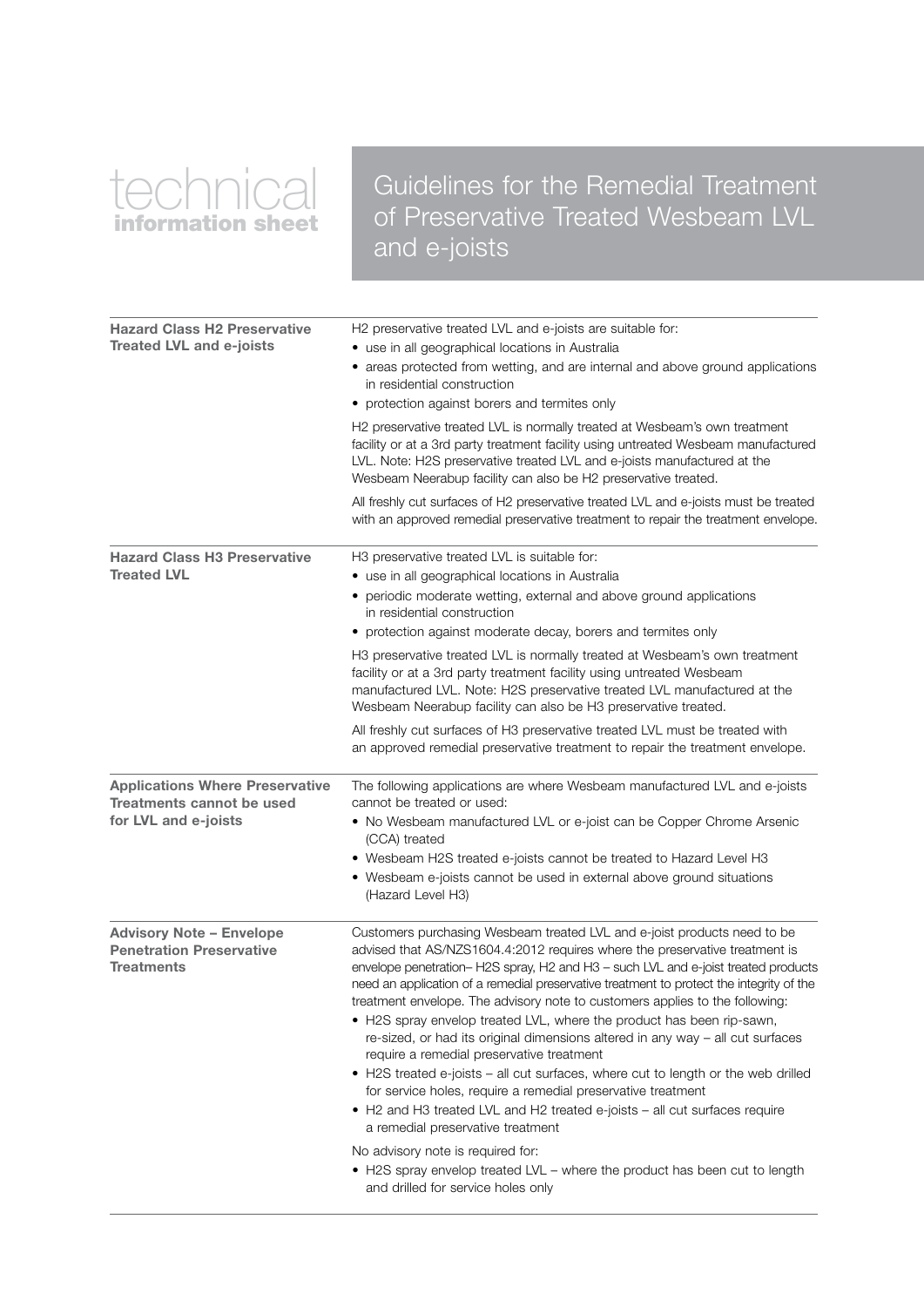technical **information sheet**

# Guidelines for the Remedial Treatment of Preservative Treated Wesbeam LVL and e-joists

## Hazard Class H2 Preservative Treated LVL and e-joists

H2 preservative treated LVL and e-joists are suitable for:

- use in all geographical locations in Australia
- areas protected from wetting, and are internal and above ground applications in residential construction
- protection against borers and termites only

H2 preservative treated LVL is normally treated at Wesbeam's own treatment facility or at a 3rd party treatment facility using untreated Wesbeam manufactured LVL. Note: H2S preservative treated LVL and e-joists manufactured at the Wesbeam Neerabup facility can also be H2 preservative treated.

All freshly cut surfaces of H2 preservative treated LVL and e-joists must be treated with an approved remedial preservative treatment to repair the treatment envelope.

## Hazard Class H3 Preservative Treated LVL

H3 preservative treated LVL is suitable for:

- use in all geographical locations in Australia
- periodic moderate wetting, external and above ground applications in residential construction
- protection against moderate decay, borers and termites only

H3 preservative treated LVL is normally treated at Wesbeam's own treatment facility or at a 3rd party treatment facility using untreated Wesbeam manufactured LVL. Note: H2S preservative treated LVL manufactured at the Wesbeam Neerabup facility can also be H3 preservative treated.

All freshly cut surfaces of H3 preservative treated LVL must be treated with an approved remedial preservative treatment to repair the treatment envelope.

## Applications Where Preservative Treatments cannot be used for LVL and e-joists

The following applications are where Wesbeam manufactured LVL and e-joists cannot be treated or used:

- No Wesbeam manufactured LVL or e-joist can be Copper Chrome Arsenic (CCA) treated
- Wesbeam H2S treated e-joists cannot be treated to Hazard Level H3
- Wesbeam e-joists cannot be used in external above ground situations (Hazard Level H3)

## Advisory Note – Envelope Penetration Preservative Treatments

Customers purchasing Wesbeam treated LVL and e-joist products need to be advised that AS/NZS1604.4:2012 requires where the preservative treatment is envelope penetration– H2S spray, H2 and H3 – such LVL and e-joist treated products need an application of a remedial preservative treatment to protect the integrity of the treatment envelope. The advisory note to customers applies to the following:

- H2S spray envelop treated LVL, where the product has been rip-sawn, re-sized, or had its original dimensions altered in any way – all cut surfaces require a remedial preservative treatment
- H2S treated e-joists – all cut surfaces, where cut to length or the web drilled for service holes, require a remedial preservative treatment
- H2 and H3 treated LVL and H2 treated e-joists – all cut surfaces require a remedial preservative treatment

No advisory note is required for:

- H2S spray envelop treated LVL – where the product has been cut to length and drilled for service holes only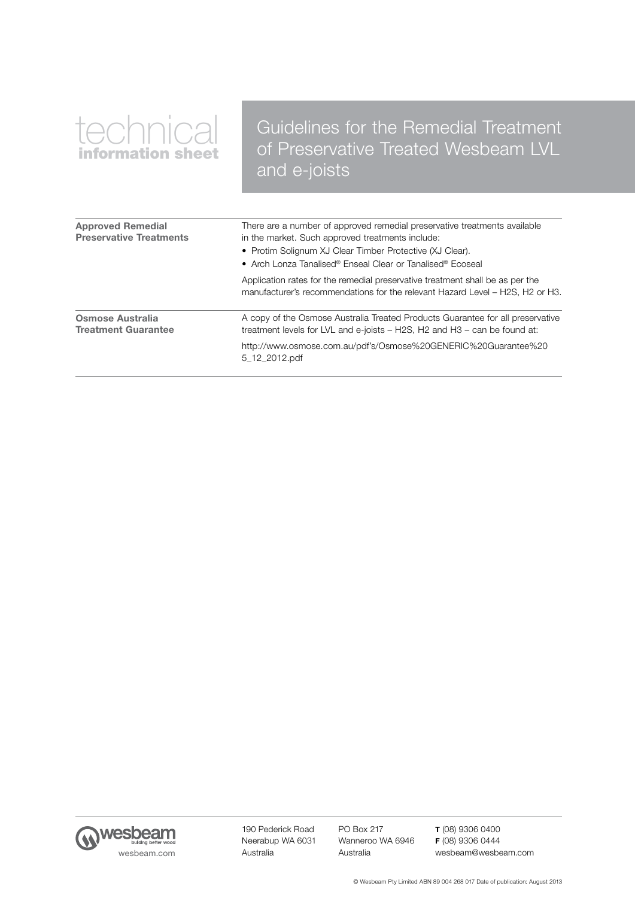technical
information sheet

# Guidelines for the Remedial Treatment of Preservative Treated Wesbeam LVL and e-joists

| | |
|---|---|
| **Approved Remedial Preservative Treatments** | There are a number of approved remedial preservative treatments available in the market. Such approved treatments include:<br>• Protim Solignum XJ Clear Timber Protective (XJ Clear).<br>• Arch Lonza Tanalised® Enseal Clear or Tanalised® Ecoseal<br><br>Application rates for the remedial preservative treatment shall be as per the manufacturer's recommendations for the relevant Hazard Level – H2S, H2 or H3. |
| **Osmose Australia Treatment Guarantee** | A copy of the Osmose Australia Treated Products Guarantee for all preservative treatment levels for LVL and e-joists – H2S, H2 and H3 – can be found at:<br><br>http://www.osmose.com.au/pdf's/Osmose%20GENERIC%20Guarantee%205_12_2012.pdf |

wesbeam
building better wood
wesbeam.com

190 Pederick Road
Neerabup WA 6031
Australia

PO Box 217
Wanneroo WA 6946
Australia

**T** (08) 9306 0400
**F** (08) 9306 0444
wesbeam@wesbeam.com

© Wesbeam Pty Limited ABN 89 004 268 017 Date of publication: August 2013